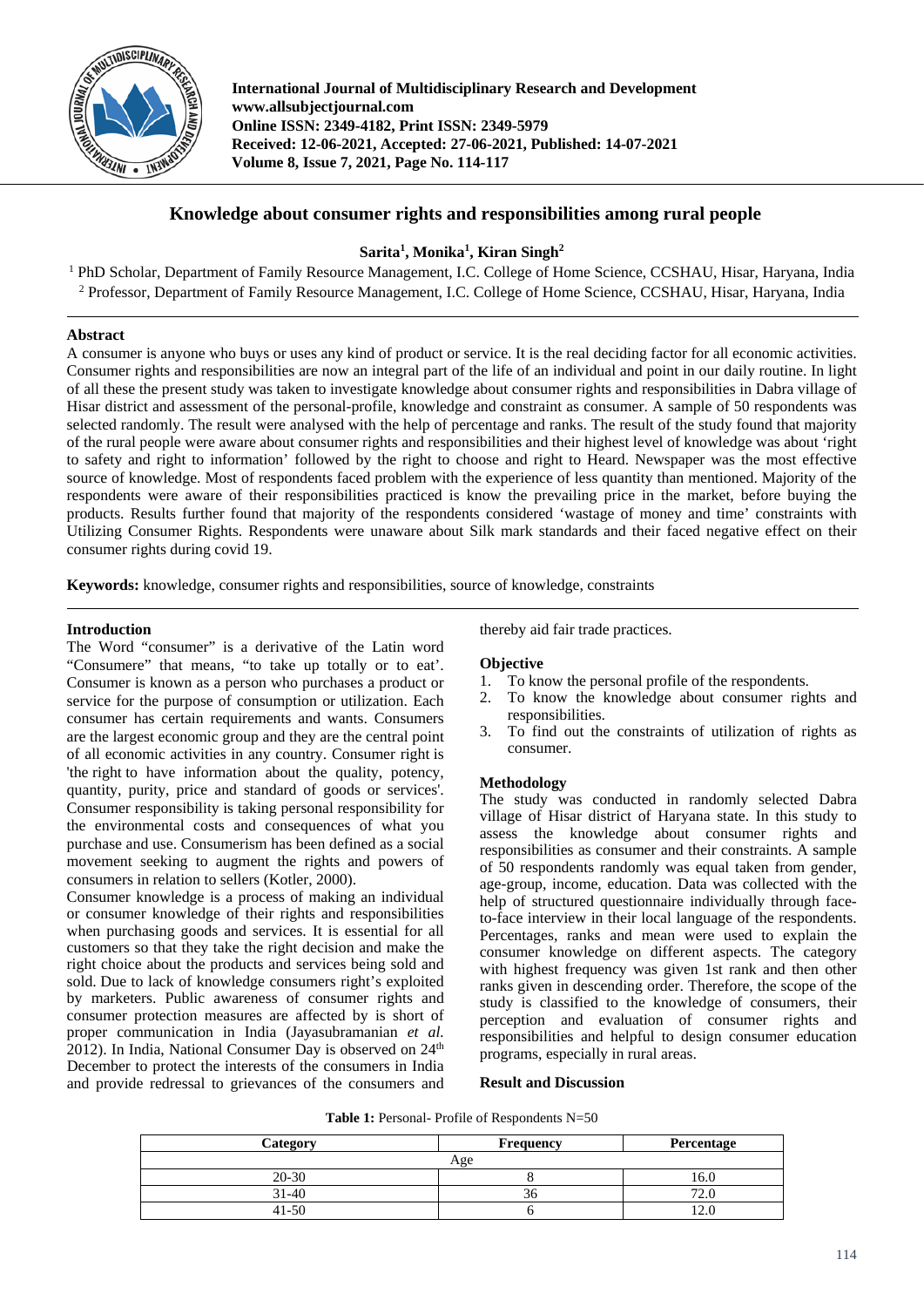# Knowledge about consumer rights and responsibilities among rural people

**Sarita[1], Monika[1], Kiran Singh[2]**

[1] PhD Scholar, Department of Family Resource Management, I.C. College of Home Science, CCSHAU, Hisar, Haryana, India
[2] Professor, Department of Family Resource Management, I.C. College of Home Science, CCSHAU, Hisar, Haryana, India

## Abstract

A consumer is anyone who buys or uses any kind of product or service. It is the real deciding factor for all economic activities. Consumer rights and responsibilities are now an integral part of the life of an individual and point in our daily routine. In light of all these the present study was taken to investigate knowledge about consumer rights and responsibilities in Dabra village of Hisar district and assessment of the personal-profile, knowledge and constraint as consumer. A sample of 50 respondents was selected randomly. The result were analysed with the help of percentage and ranks. The result of the study found that majority of the rural people were aware about consumer rights and responsibilities and their highest level of knowledge was about 'right to safety and right to information' followed by the right to choose and right to Heard. Newspaper was the most effective source of knowledge. Most of respondents faced problem with the experience of less quantity than mentioned. Majority of the respondents were aware of their responsibilities practiced is know the prevailing price in the market, before buying the products. Results further found that majority of the respondents considered 'wastage of money and time' constraints with Utilizing Consumer Rights. Respondents were unaware about Silk mark standards and their faced negative effect on their consumer rights during covid 19.

**Keywords:** knowledge, consumer rights and responsibilities, source of knowledge, constraints

## Introduction

The Word "consumer" is a derivative of the Latin word "Consumere" that means, "to take up totally or to eat'. Consumer is known as a person who purchases a product or service for the purpose of consumption or utilization. Each consumer has certain requirements and wants. Consumers are the largest economic group and they are the central point of all economic activities in any country. Consumer right is 'the right to have information about the quality, potency, quantity, purity, price and standard of goods or services'. Consumer responsibility is taking personal responsibility for the environmental costs and consequences of what you purchase and use. Consumerism has been defined as a social movement seeking to augment the rights and powers of consumers in relation to sellers (Kotler, 2000).

Consumer knowledge is a process of making an individual or consumer knowledge of their rights and responsibilities when purchasing goods and services. It is essential for all customers so that they take the right decision and make the right choice about the products and services being sold and sold. Due to lack of knowledge consumers right's exploited by marketers. Public awareness of consumer rights and consumer protection measures are affected by is short of proper communication in India (Jayasubramanian *et al.* 2012). In India, National Consumer Day is observed on 24th December to protect the interests of the consumers in India and provide redressal to grievances of the consumers and thereby aid fair trade practices.

## Objective

1. To know the personal profile of the respondents.
2. To know the knowledge about consumer rights and responsibilities.
3. To find out the constraints of utilization of rights as consumer.

## Methodology

The study was conducted in randomly selected Dabra village of Hisar district of Haryana state. In this study to assess the knowledge about consumer rights and responsibilities as consumer and their constraints. A sample of 50 respondents randomly was equal taken from gender, age-group, income, education. Data was collected with the help of structured questionnaire individually through face-to-face interview in their local language of the respondents. Percentages, ranks and mean were used to explain the consumer knowledge on different aspects. The category with highest frequency was given 1st rank and then other ranks given in descending order. Therefore, the scope of the study is classified to the knowledge of consumers, their perception and evaluation of consumer rights and responsibilities and helpful to design consumer education programs, especially in rural areas.

## Result and Discussion

**Table 1:** Personal- Profile of Respondents N=50

| Category | Frequency | Percentage |
|---|---|---|
| Age | | |
| 20-30 | 8 | 16.0 |
| 31-40 | 36 | 72.0 |
| 41-50 | 6 | 12.0 |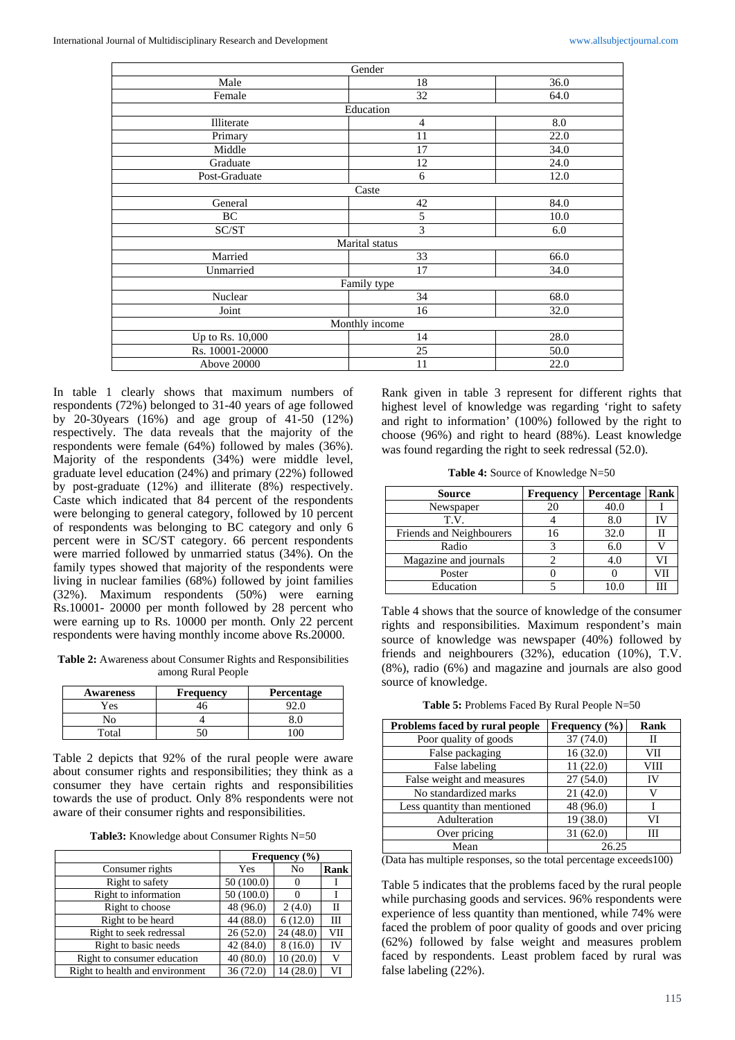| Gender | | |
|---|---|---|
| Male | 18 | 36.0 |
| Female | 32 | 64.0 |
| Education | | |
| Illiterate | 4 | 8.0 |
| Primary | 11 | 22.0 |
| Middle | 17 | 34.0 |
| Graduate | 12 | 24.0 |
| Post-Graduate | 6 | 12.0 |
| Caste | | |
| General | 42 | 84.0 |
| BC | 5 | 10.0 |
| SC/ST | 3 | 6.0 |
| Marital status | | |
| Married | 33 | 66.0 |
| Unmarried | 17 | 34.0 |
| Family type | | |
| Nuclear | 34 | 68.0 |
| Joint | 16 | 32.0 |
| Monthly income | | |
| Up to Rs. 10,000 | 14 | 28.0 |
| Rs. 10001-20000 | 25 | 50.0 |
| Above 20000 | 11 | 22.0 |

In table 1 clearly shows that maximum numbers of respondents (72%) belonged to 31-40 years of age followed by 20-30years (16%) and age group of 41-50 (12%) respectively. The data reveals that the majority of the respondents were female (64%) followed by males (36%). Majority of the respondents (34%) were middle level, graduate level education (24%) and primary (22%) followed by post-graduate (12%) and illiterate (8%) respectively. Caste which indicated that 84 percent of the respondents were belonging to general category, followed by 10 percent of respondents was belonging to BC category and only 6 percent were in SC/ST category. 66 percent respondents were married followed by unmarried status (34%). On the family types showed that majority of the respondents were living in nuclear families (68%) followed by joint families (32%). Maximum respondents (50%) were earning Rs.10001- 20000 per month followed by 28 percent who were earning up to Rs. 10000 per month. Only 22 percent respondents were having monthly income above Rs.20000.

**Table 2:** Awareness about Consumer Rights and Responsibilities among Rural People

| Awareness | Frequency | Percentage |
|---|---|---|
| Yes | 46 | 92.0 |
| No | 4 | 8.0 |
| Total | 50 | 100 |

Table 2 depicts that 92% of the rural people were aware about consumer rights and responsibilities; they think as a consumer they have certain rights and responsibilities towards the use of product. Only 8% respondents were not aware of their consumer rights and responsibilities.

**Table3:** Knowledge about Consumer Rights N=50

| | Frequency (%) | | |
|---|---|---|---|
| Consumer rights | Yes | No | Rank |
| Right to safety | 50 (100.0) | 0 | I |
| Right to information | 50 (100.0) | 0 | I |
| Right to choose | 48 (96.0) | 2 (4.0) | II |
| Right to be heard | 44 (88.0) | 6 (12.0) | III |
| Right to seek redressal | 26 (52.0) | 24 (48.0) | VII |
| Right to basic needs | 42 (84.0) | 8 (16.0) | IV |
| Right to consumer education | 40 (80.0) | 10 (20.0) | V |
| Right to health and environment | 36 (72.0) | 14 (28.0) | VI |

Rank given in table 3 represent for different rights that highest level of knowledge was regarding 'right to safety and right to information' (100%) followed by the right to choose (96%) and right to heard (88%). Least knowledge was found regarding the right to seek redressal (52.0).

**Table 4:** Source of Knowledge N=50

| Source | Frequency | Percentage | Rank |
|---|---|---|---|
| Newspaper | 20 | 40.0 | I |
| T.V. | 4 | 8.0 | IV |
| Friends and Neighbourers | 16 | 32.0 | II |
| Radio | 3 | 6.0 | V |
| Magazine and journals | 2 | 4.0 | VI |
| Poster | 0 | 0 | VII |
| Education | 5 | 10.0 | III |

Table 4 shows that the source of knowledge of the consumer rights and responsibilities. Maximum respondent's main source of knowledge was newspaper (40%) followed by friends and neighbourers (32%), education (10%), T.V. (8%), radio (6%) and magazine and journals are also good source of knowledge.

**Table 5:** Problems Faced By Rural People N=50

| Problems faced by rural people | Frequency (%) | Rank |
|---|---|---|
| Poor quality of goods | 37 (74.0) | II |
| False packaging | 16 (32.0) | VII |
| False labeling | 11 (22.0) | VIII |
| False weight and measures | 27 (54.0) | IV |
| No standardized marks | 21 (42.0) | V |
| Less quantity than mentioned | 48 (96.0) | I |
| Adulteration | 19 (38.0) | VI |
| Over pricing | 31 (62.0) | III |
| Mean | 26.25 | |

(Data has multiple responses, so the total percentage exceeds100)

Table 5 indicates that the problems faced by the rural people while purchasing goods and services. 96% respondents were experience of less quantity than mentioned, while 74% were faced the problem of poor quality of goods and over pricing (62%) followed by false weight and measures problem faced by respondents. Least problem faced by rural was false labeling (22%).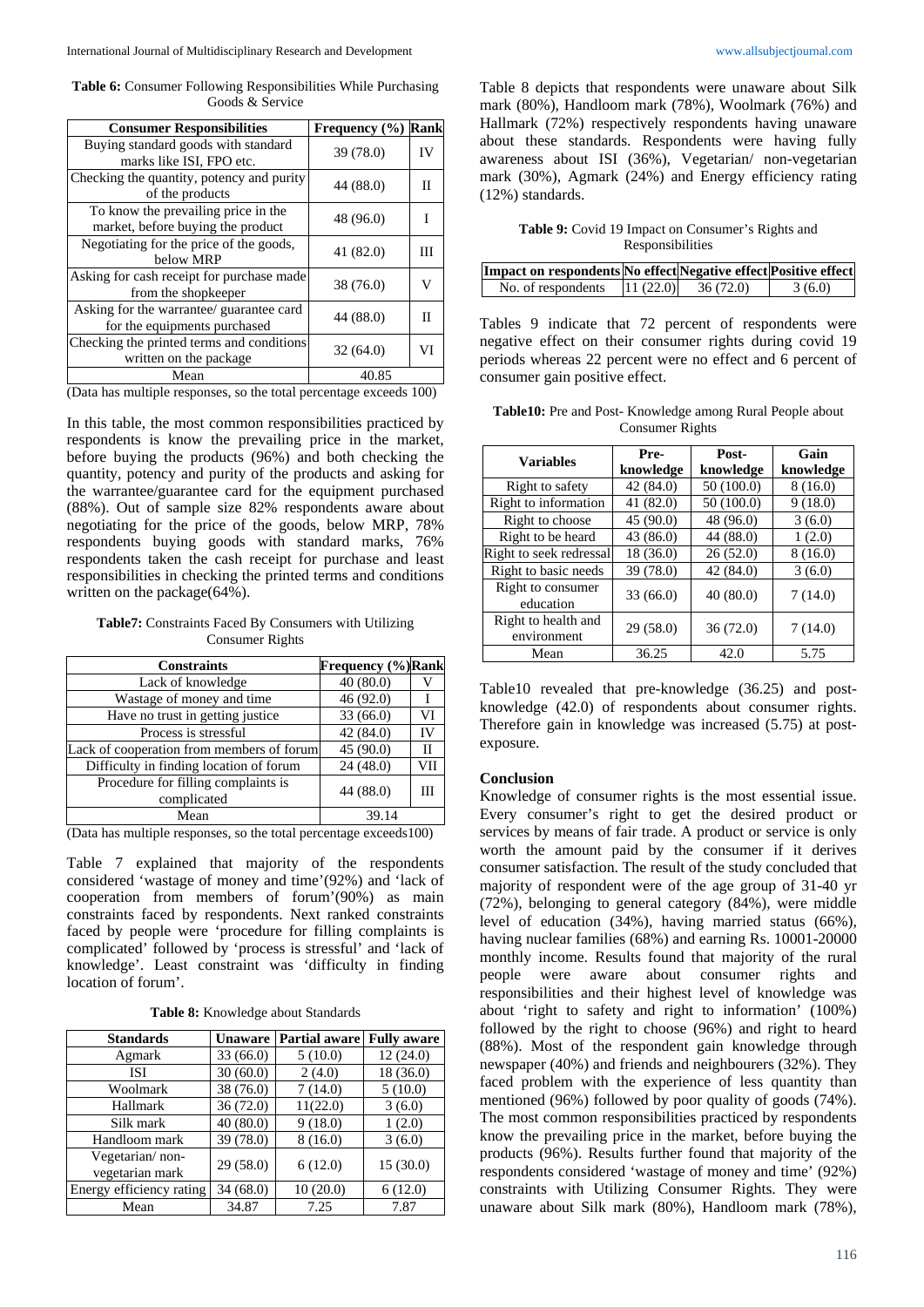**Table 6:** Consumer Following Responsibilities While Purchasing Goods & Service

| Consumer Responsibilities | Frequency (%) | Rank |
|---|---|---|
| Buying standard goods with standard marks like ISI, FPO etc. | 39 (78.0) | IV |
| Checking the quantity, potency and purity of the products | 44 (88.0) | II |
| To know the prevailing price in the market, before buying the product | 48 (96.0) | I |
| Negotiating for the price of the goods, below MRP | 41 (82.0) | III |
| Asking for cash receipt for purchase made from the shopkeeper | 38 (76.0) | V |
| Asking for the warrantee/ guarantee card for the equipments purchased | 44 (88.0) | II |
| Checking the printed terms and conditions written on the package | 32 (64.0) | VI |
| Mean | 40.85 | |

(Data has multiple responses, so the total percentage exceeds 100)

In this table, the most common responsibilities practiced by respondents is know the prevailing price in the market, before buying the products (96%) and both checking the quantity, potency and purity of the products and asking for the warrantee/guarantee card for the equipment purchased (88%). Out of sample size 82% respondents aware about negotiating for the price of the goods, below MRP, 78% respondents buying goods with standard marks, 76% respondents taken the cash receipt for purchase and least responsibilities in checking the printed terms and conditions written on the package(64%).

**Table7:** Constraints Faced By Consumers with Utilizing Consumer Rights

| Constraints | Frequency (%) | Rank |
|---|---|---|
| Lack of knowledge | 40 (80.0) | V |
| Wastage of money and time | 46 (92.0) | I |
| Have no trust in getting justice | 33 (66.0) | VI |
| Process is stressful | 42 (84.0) | IV |
| Lack of cooperation from members of forum | 45 (90.0) | II |
| Difficulty in finding location of forum | 24 (48.0) | VII |
| Procedure for filling complaints is complicated | 44 (88.0) | III |
| Mean | 39.14 | |

(Data has multiple responses, so the total percentage exceeds100)

Table 7 explained that majority of the respondents considered 'wastage of money and time'(92%) and 'lack of cooperation from members of forum'(90%) as main constraints faced by respondents. Next ranked constraints faced by people were 'procedure for filling complaints is complicated' followed by 'process is stressful' and 'lack of knowledge'. Least constraint was 'difficulty in finding location of forum'.

**Table 8:** Knowledge about Standards

| Standards | Unaware | Partial aware | Fully aware |
|---|---|---|---|
| Agmark | 33 (66.0) | 5 (10.0) | 12 (24.0) |
| ISI | 30 (60.0) | 2 (4.0) | 18 (36.0) |
| Woolmark | 38 (76.0) | 7 (14.0) | 5 (10.0) |
| Hallmark | 36 (72.0) | 11(22.0) | 3 (6.0) |
| Silk mark | 40 (80.0) | 9 (18.0) | 1 (2.0) |
| Handloom mark | 39 (78.0) | 8 (16.0) | 3 (6.0) |
| Vegetarian/ non-vegetarian mark | 29 (58.0) | 6 (12.0) | 15 (30.0) |
| Energy efficiency rating | 34 (68.0) | 10 (20.0) | 6 (12.0) |
| Mean | 34.87 | 7.25 | 7.87 |

Table 8 depicts that respondents were unaware about Silk mark (80%), Handloom mark (78%), Woolmark (76%) and Hallmark (72%) respectively respondents having unaware about these standards. Respondents were having fully awareness about ISI (36%), Vegetarian/ non-vegetarian mark (30%), Agmark (24%) and Energy efficiency rating (12%) standards.

**Table 9:** Covid 19 Impact on Consumer's Rights and Responsibilities

| Impact on respondents | No effect | Negative effect | Positive effect |
|---|---|---|---|
| No. of respondents | 11 (22.0) | 36 (72.0) | 3 (6.0) |

Tables 9 indicate that 72 percent of respondents were negative effect on their consumer rights during covid 19 periods whereas 22 percent were no effect and 6 percent of consumer gain positive effect.

**Table10:** Pre and Post- Knowledge among Rural People about Consumer Rights

| Variables | Pre-knowledge | Post-knowledge | Gain knowledge |
|---|---|---|---|
| Right to safety | 42 (84.0) | 50 (100.0) | 8 (16.0) |
| Right to information | 41 (82.0) | 50 (100.0) | 9 (18.0) |
| Right to choose | 45 (90.0) | 48 (96.0) | 3 (6.0) |
| Right to be heard | 43 (86.0) | 44 (88.0) | 1 (2.0) |
| Right to seek redressal | 18 (36.0) | 26 (52.0) | 8 (16.0) |
| Right to basic needs | 39 (78.0) | 42 (84.0) | 3 (6.0) |
| Right to consumer education | 33 (66.0) | 40 (80.0) | 7 (14.0) |
| Right to health and environment | 29 (58.0) | 36 (72.0) | 7 (14.0) |
| Mean | 36.25 | 42.0 | 5.75 |

Table10 revealed that pre-knowledge (36.25) and post-knowledge (42.0) of respondents about consumer rights. Therefore gain in knowledge was increased (5.75) at post-exposure.

## Conclusion

Knowledge of consumer rights is the most essential issue. Every consumer's right to get the desired product or services by means of fair trade. A product or service is only worth the amount paid by the consumer if it derives consumer satisfaction. The result of the study concluded that majority of respondent were of the age group of 31-40 yr (72%), belonging to general category (84%), were middle level of education (34%), having married status (66%), having nuclear families (68%) and earning Rs. 10001-20000 monthly income. Results found that majority of the rural people were aware about consumer rights and responsibilities and their highest level of knowledge was about 'right to safety and right to information' (100%) followed by the right to choose (96%) and right to heard (88%). Most of the respondent gain knowledge through newspaper (40%) and friends and neighbourers (32%). They faced problem with the experience of less quantity than mentioned (96%) followed by poor quality of goods (74%). The most common responsibilities practiced by respondents know the prevailing price in the market, before buying the products (96%). Results further found that majority of the respondents considered 'wastage of money and time' (92%) constraints with Utilizing Consumer Rights. They were unaware about Silk mark (80%), Handloom mark (78%),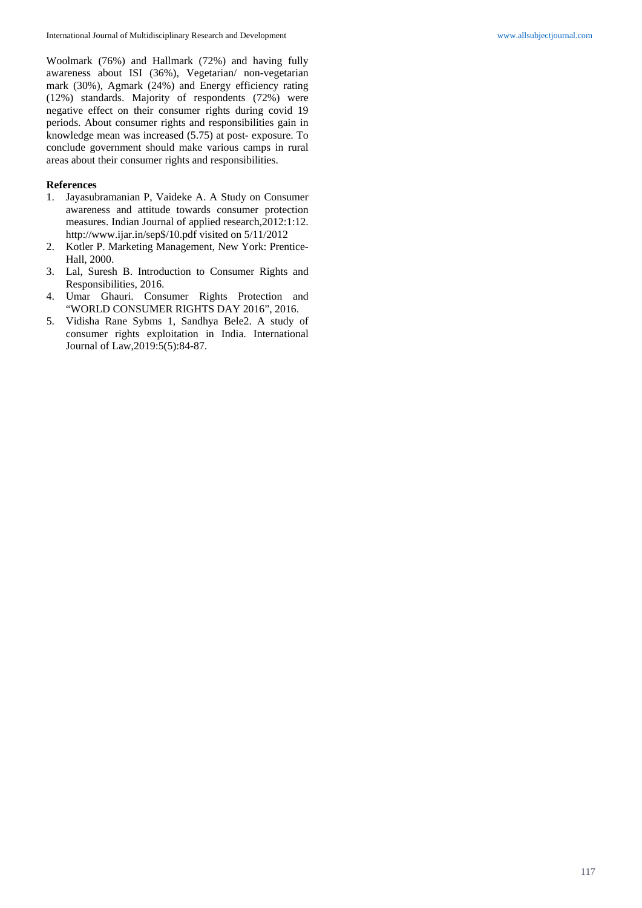Woolmark (76%) and Hallmark (72%) and having fully awareness about ISI (36%), Vegetarian/ non-vegetarian mark (30%), Agmark (24%) and Energy efficiency rating (12%) standards. Majority of respondents (72%) were negative effect on their consumer rights during covid 19 periods. About consumer rights and responsibilities gain in knowledge mean was increased (5.75) at post- exposure. To conclude government should make various camps in rural areas about their consumer rights and responsibilities.

## References

1. Jayasubramanian P, Vaideke A. A Study on Consumer awareness and attitude towards consumer protection measures. Indian Journal of applied research,2012:1:12. http://www.ijar.in/sep$/10.pdf visited on 5/11/2012
2. Kotler P. Marketing Management, New York: Prentice-Hall, 2000.
3. Lal, Suresh B. Introduction to Consumer Rights and Responsibilities, 2016.
4. Umar Ghauri. Consumer Rights Protection and "WORLD CONSUMER RIGHTS DAY 2016", 2016.
5. Vidisha Rane Sybms 1, Sandhya Bele2. A study of consumer rights exploitation in India. International Journal of Law,2019:5(5):84-87.